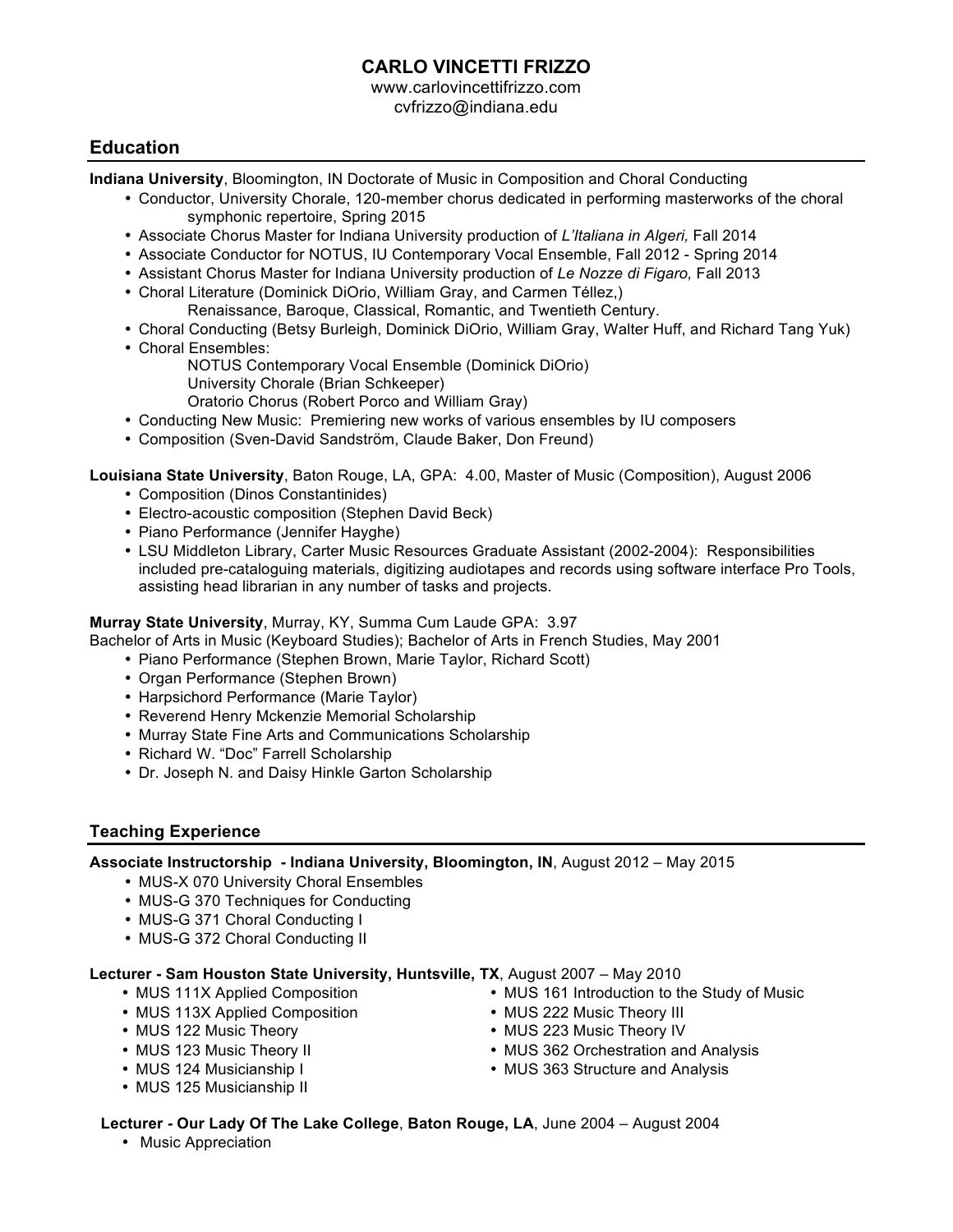# CARLO VINCETTI FRIZZO

www.carlovincettifrizzo.com
cvfrizzo@indiana.edu

## Education

**Indiana University**, Bloomington, IN Doctorate of Music in Composition and Choral Conducting

- Conductor, University Chorale, 120-member chorus dedicated in performing masterworks of the choral symphonic repertoire, Spring 2015
- Associate Chorus Master for Indiana University production of *L'Italiana in Algeri,* Fall 2014
- Associate Conductor for NOTUS, IU Contemporary Vocal Ensemble, Fall 2012 - Spring 2014
- Assistant Chorus Master for Indiana University production of *Le Nozze di Figaro,* Fall 2013
- Choral Literature (Dominick DiOrio, William Gray, and Carmen Téllez,)
  Renaissance, Baroque, Classical, Romantic, and Twentieth Century.
- Choral Conducting (Betsy Burleigh, Dominick DiOrio, William Gray, Walter Huff, and Richard Tang Yuk)
- Choral Ensembles:
  NOTUS Contemporary Vocal Ensemble (Dominick DiOrio)
  University Chorale (Brian Schkeeper)
  Oratorio Chorus (Robert Porco and William Gray)
- Conducting New Music: Premiering new works of various ensembles by IU composers
- Composition (Sven-David Sandström, Claude Baker, Don Freund)

**Louisiana State University**, Baton Rouge, LA, GPA: 4.00, Master of Music (Composition), August 2006

- Composition (Dinos Constantinides)
- Electro-acoustic composition (Stephen David Beck)
- Piano Performance (Jennifer Hayghe)
- LSU Middleton Library, Carter Music Resources Graduate Assistant (2002-2004): Responsibilities included pre-cataloguing materials, digitizing audiotapes and records using software interface Pro Tools, assisting head librarian in any number of tasks and projects.

**Murray State University**, Murray, KY, Summa Cum Laude GPA: 3.97
Bachelor of Arts in Music (Keyboard Studies); Bachelor of Arts in French Studies, May 2001

- Piano Performance (Stephen Brown, Marie Taylor, Richard Scott)
- Organ Performance (Stephen Brown)
- Harpsichord Performance (Marie Taylor)
- Reverend Henry Mckenzie Memorial Scholarship
- Murray State Fine Arts and Communications Scholarship
- Richard W. "Doc" Farrell Scholarship
- Dr. Joseph N. and Daisy Hinkle Garton Scholarship

## Teaching Experience

**Associate Instructorship - Indiana University, Bloomington, IN**, August 2012 – May 2015

- MUS-X 070 University Choral Ensembles
- MUS-G 370 Techniques for Conducting
- MUS-G 371 Choral Conducting I
- MUS-G 372 Choral Conducting II

**Lecturer - Sam Houston State University, Huntsville, TX**, August 2007 – May 2010

- MUS 111X Applied Composition
- MUS 113X Applied Composition
- MUS 122 Music Theory
- MUS 123 Music Theory II
- MUS 124 Musicianship I
- MUS 125 Musicianship II
- MUS 161 Introduction to the Study of Music
- MUS 222 Music Theory III
- MUS 223 Music Theory IV
- MUS 362 Orchestration and Analysis
- MUS 363 Structure and Analysis

**Lecturer - Our Lady Of The Lake College**, **Baton Rouge, LA**, June 2004 – August 2004

- Music Appreciation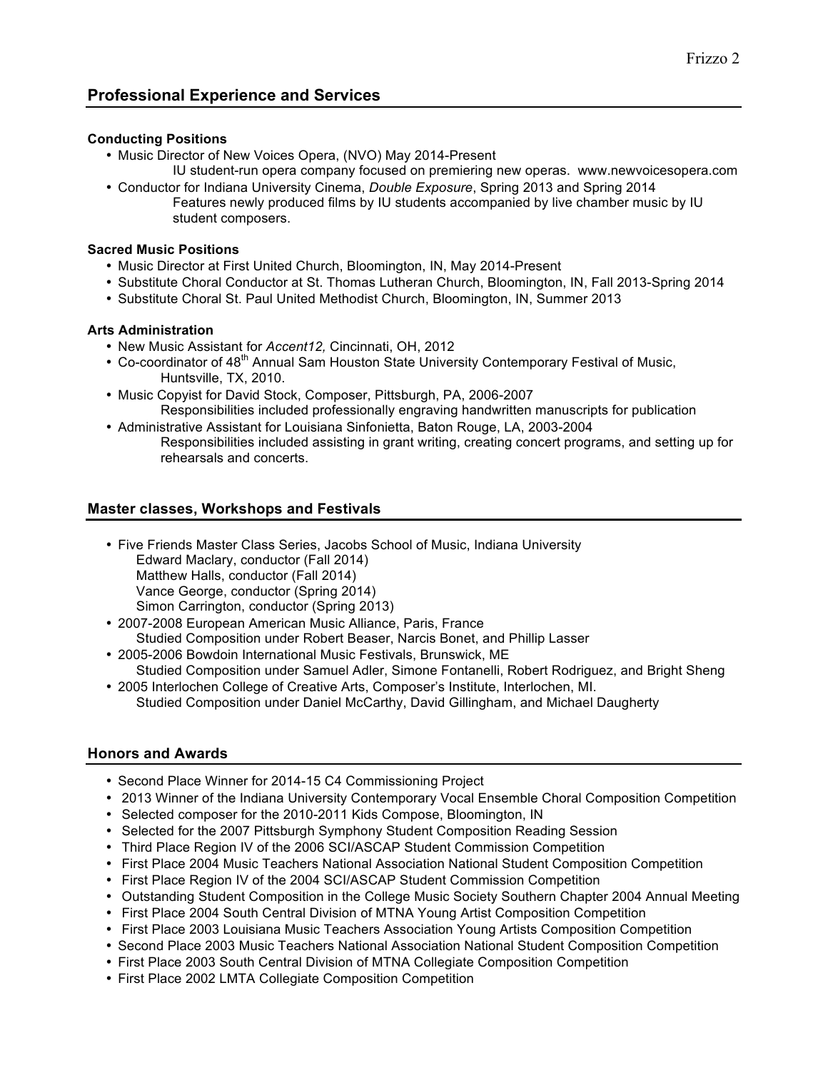## Professional Experience and Services

### Conducting Positions

- Music Director of New Voices Opera, (NVO) May 2014-Present
  IU student-run opera company focused on premiering new operas. www.newvoicesopera.com
- Conductor for Indiana University Cinema, *Double Exposure*, Spring 2013 and Spring 2014
  Features newly produced films by IU students accompanied by live chamber music by IU student composers.

### Sacred Music Positions

- Music Director at First United Church, Bloomington, IN, May 2014-Present
- Substitute Choral Conductor at St. Thomas Lutheran Church, Bloomington, IN, Fall 2013-Spring 2014
- Substitute Choral St. Paul United Methodist Church, Bloomington, IN, Summer 2013

### Arts Administration

- New Music Assistant for *Accent12,* Cincinnati, OH, 2012
- Co-coordinator of 48th Annual Sam Houston State University Contemporary Festival of Music, Huntsville, TX, 2010.
- Music Copyist for David Stock, Composer, Pittsburgh, PA, 2006-2007
  Responsibilities included professionally engraving handwritten manuscripts for publication
- Administrative Assistant for Louisiana Sinfonietta, Baton Rouge, LA, 2003-2004
  Responsibilities included assisting in grant writing, creating concert programs, and setting up for rehearsals and concerts.

## Master classes, Workshops and Festivals

- Five Friends Master Class Series, Jacobs School of Music, Indiana University
  Edward Maclary, conductor (Fall 2014)
  Matthew Halls, conductor (Fall 2014)
  Vance George, conductor (Spring 2014)
  Simon Carrington, conductor (Spring 2013)
- 2007-2008 European American Music Alliance, Paris, France
  Studied Composition under Robert Beaser, Narcis Bonet, and Phillip Lasser
- 2005-2006 Bowdoin International Music Festivals, Brunswick, ME
  Studied Composition under Samuel Adler, Simone Fontanelli, Robert Rodriguez, and Bright Sheng
- 2005 Interlochen College of Creative Arts, Composer's Institute, Interlochen, MI.
  Studied Composition under Daniel McCarthy, David Gillingham, and Michael Daugherty

## Honors and Awards

- Second Place Winner for 2014-15 C4 Commissioning Project
- 2013 Winner of the Indiana University Contemporary Vocal Ensemble Choral Composition Competition
- Selected composer for the 2010-2011 Kids Compose, Bloomington, IN
- Selected for the 2007 Pittsburgh Symphony Student Composition Reading Session
- Third Place Region IV of the 2006 SCI/ASCAP Student Commission Competition
- First Place 2004 Music Teachers National Association National Student Composition Competition
- First Place Region IV of the 2004 SCI/ASCAP Student Commission Competition
- Outstanding Student Composition in the College Music Society Southern Chapter 2004 Annual Meeting
- First Place 2004 South Central Division of MTNA Young Artist Composition Competition
- First Place 2003 Louisiana Music Teachers Association Young Artists Composition Competition
- Second Place 2003 Music Teachers National Association National Student Composition Competition
- First Place 2003 South Central Division of MTNA Collegiate Composition Competition
- First Place 2002 LMTA Collegiate Composition Competition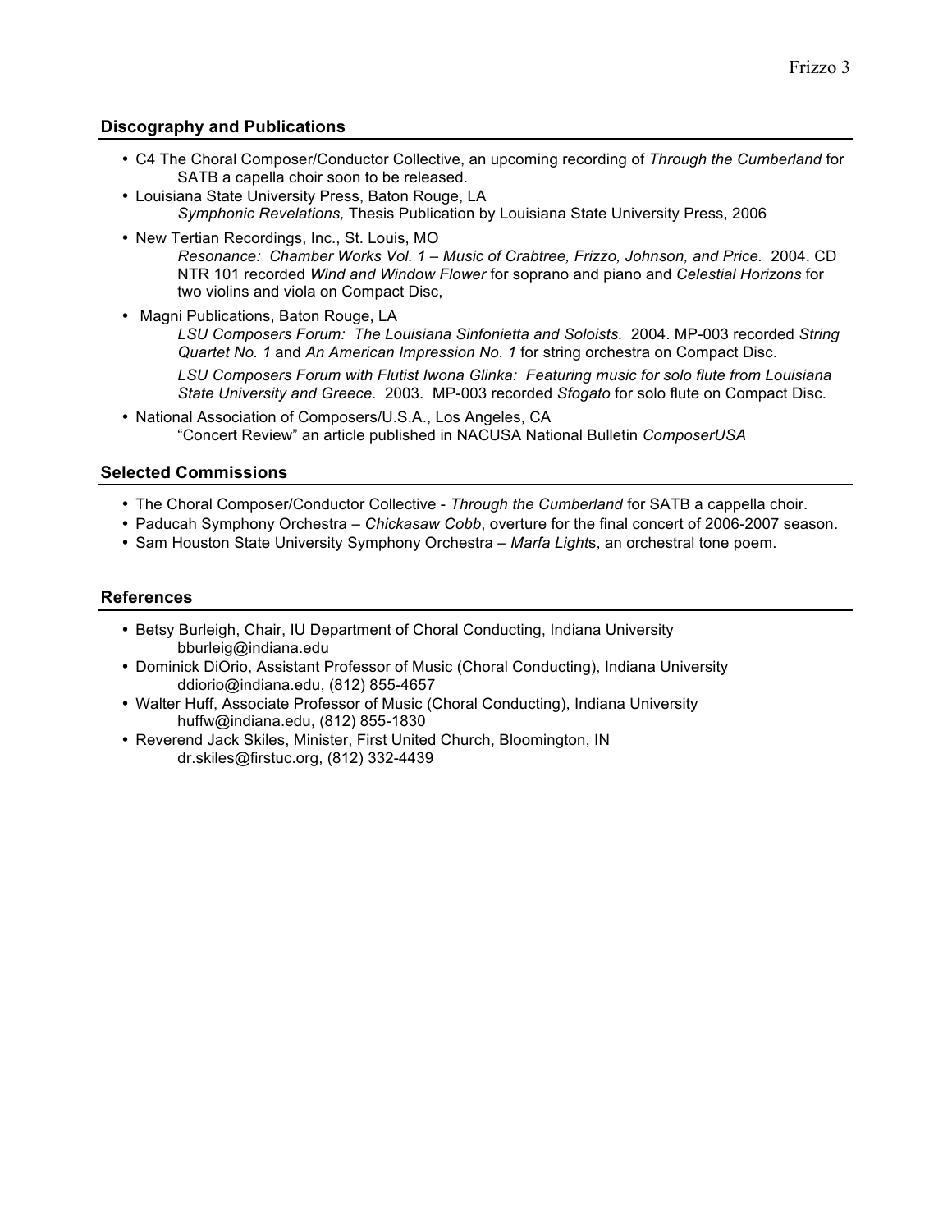## Discography and Publications

- C4 The Choral Composer/Conductor Collective, an upcoming recording of *Through the Cumberland* for SATB a capella choir soon to be released.
- Louisiana State University Press, Baton Rouge, LA
  *Symphonic Revelations,* Thesis Publication by Louisiana State University Press, 2006
- New Tertian Recordings, Inc., St. Louis, MO
  *Resonance: Chamber Works Vol. 1 – Music of Crabtree, Frizzo, Johnson, and Price.* 2004. CD NTR 101 recorded *Wind and Window Flower* for soprano and piano and *Celestial Horizons* for two violins and viola on Compact Disc,
- Magni Publications, Baton Rouge, LA
  *LSU Composers Forum: The Louisiana Sinfonietta and Soloists.* 2004. MP-003 recorded *String Quartet No. 1* and *An American Impression No. 1* for string orchestra on Compact Disc.

  *LSU Composers Forum with Flutist Iwona Glinka: Featuring music for solo flute from Louisiana State University and Greece.* 2003. MP-003 recorded *Sfogato* for solo flute on Compact Disc.
- National Association of Composers/U.S.A., Los Angeles, CA
  "Concert Review" an article published in NACUSA National Bulletin *ComposerUSA*

## Selected Commissions

- The Choral Composer/Conductor Collective - *Through the Cumberland* for SATB a cappella choir.
- Paducah Symphony Orchestra – *Chickasaw Cobb*, overture for the final concert of 2006-2007 season.
- Sam Houston State University Symphony Orchestra – *Marfa Light*s, an orchestral tone poem.

## References

- Betsy Burleigh, Chair, IU Department of Choral Conducting, Indiana University
  bburleig@indiana.edu
- Dominick DiOrio, Assistant Professor of Music (Choral Conducting), Indiana University
  ddiorio@indiana.edu, (812) 855-4657
- Walter Huff, Associate Professor of Music (Choral Conducting), Indiana University
  huffw@indiana.edu, (812) 855-1830
- Reverend Jack Skiles, Minister, First United Church, Bloomington, IN
  dr.skiles@firstuc.org, (812) 332-4439